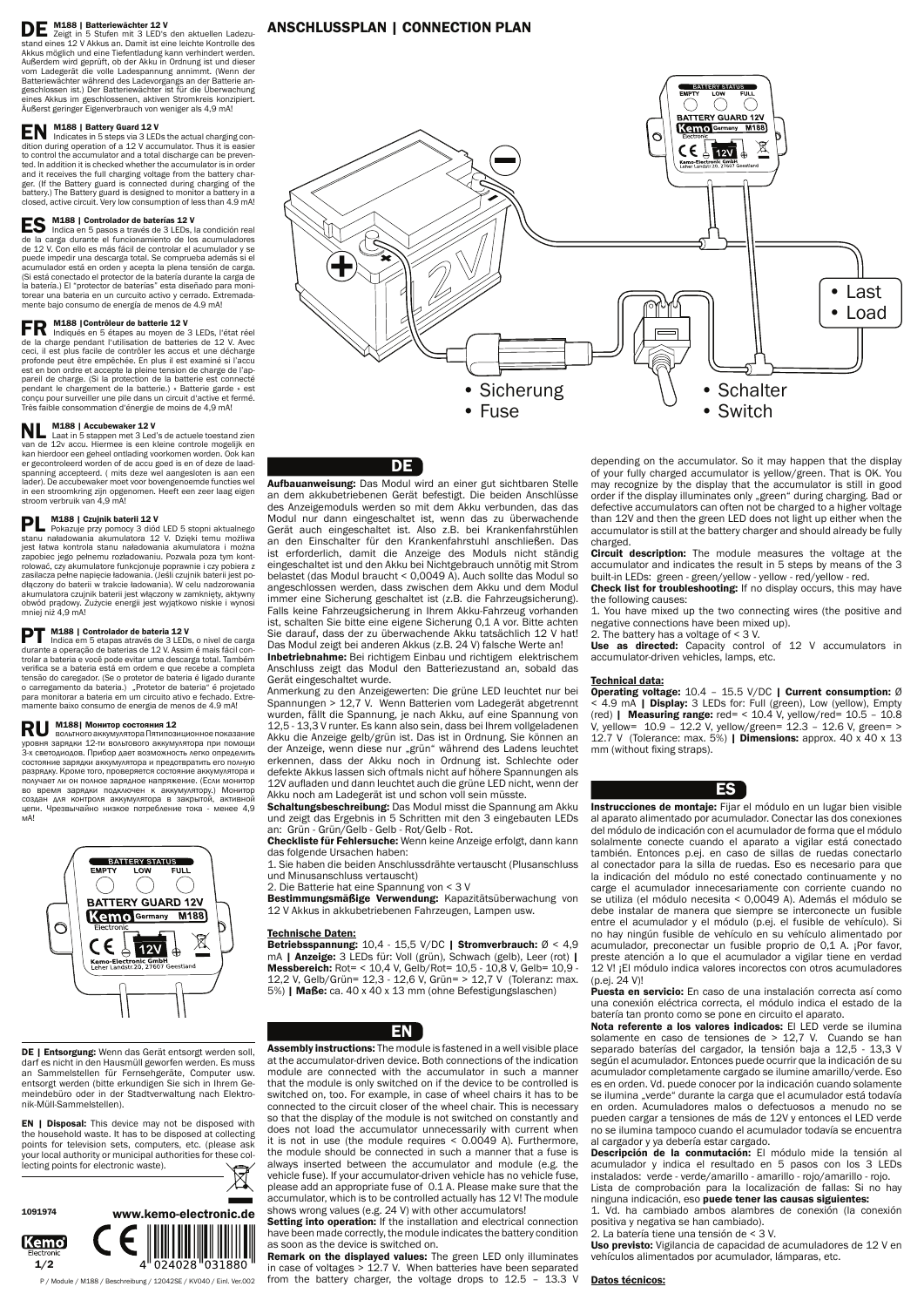# ANSCHLUSSPLAN | CONNECTION PLAN

• Last
• Load

• Sicherung
• Fuse

• Schalter
• Switch

**DE M188 | Batteriewächter 12 V**
Zeigt in 5 Stufen mit 3 LED's den aktuellen Ladezustand eines 12 V Akkus an. Damit ist eine leichte Kontrolle des Akkus möglich und eine Tiefentladung kann verhindert werden. Außerdem wird geprüft, ob der Akku in Ordnung ist und dieser vom Ladegerät die volle Ladespannung annimmt. (Wenn der Batteriewächter während des Ladevorgangs an der Batterie angeschlossen ist.) Der Batteriewächter ist für die Überwachung eines Akkus im geschlossenen, aktiven Stromkreis konzipiert. Äußerst geringer Eigenverbrauch von weniger als 4,9 mA!

**EN M188 | Battery Guard 12 V**
Indicates in 5 steps via 3 LEDs the actual charging condition during operation of a 12 V accumulator. Thus it is easier to control the accumulator and a total discharge can be prevented. In addition it is checked whether the accumulator is in order and it receives the full charging voltage from the battery charger. (If the Battery guard is connected during charging of the battery.) The Battery guard is designed to monitor a battery in a closed, active circuit. Very low consumption of less than 4.9 mA!

**ES M188 | Controlador de baterías 12 V**
Indica en 5 pasos a través de 3 LEDs, la condición real de la carga durante el funcionamiento de los acumuladores de 12 V. Con ello es más fácil de controlar el acumulador y se puede impedir una descarga total. Se comprueba además si el acumulador está en orden y acepta la plena tensión de carga. (Si está conectado el protector de la batería durante la carga de la batería.) El "protector de baterías" esta diseñado para monitorear una batería en un curcuito activo y cerrado. Extremadamente bajo consumo de energía de menos de 4.9 mA!

**FR M188 |Contrôleur de batterie 12 V**
Indiqués en 5 étapes au moyen de 3 LEDs, l'état réel de la charge pendant l'utilisation de batteries de 12 V. Avec ceci, il est plus facile de contrôler les accus et une décharge profonde peut être empêchée. En plus il est examiné si l'accu est en bon ordre et accepte la pleine tension de charge de l'appareil de charge. (Si la protection de la batterie est connecté pendant le chargement de la batterie.) « Batterie garde » est conçu pour surveiller une pile dans un circuit d'active et fermé. Très faible consommation d'énergie de moins de 4,9 mA!

**NL M188 | Accubewaker 12 V**
Laat in 5 stappen met 3 Led's de actuele toestand zien van de 12v accu. Hiermee is een kleine controle mogelijk en kan hierdoor een geheel ontlading voorkomen worden. Ook kan er gecontroleerd worden of de accu goed is en of deze de laadspanning accepteerd. ( mits deze wel aangesloten is aan een lader). De accubewaker moet voor bovengenoemde functies wel in een stroomkring zijn opgenomen. Heeft een zeer laag eigen stroom verbruik van 4,9 mA!

**PL M188 | Czujnik baterii 12 V**
Pokazuje przy pomocy 3 diód LED 5 stopni aktualnego stanu naładowania akumulatora 12 V. Dzięki temu możliwa jest łatwa kontrola stanu naładowania akumulatora i można zapobiec jego pełnemu rozładowaniu. Pozwala poza tym kontrolować, czy akumulatore funkcjonuje poprawnie i czy pobiera z zasilacza pełne napięcie ładowania. (Jeśli czujnik baterii jest podłączony do baterii w trakcie ładowania). W celu nadzorowania akumulatora czujnik baterii jest włączony w zamknięty, aktywny obwód prądowy. Zużycie energii jest wyjątkowo niskie i wynosi mniej niż 4,9 mA!

**PT M188 | Controlador de bateria 12 V**
Indica em 5 etapas através de 3 LEDs, o nível de carga durante a operação de baterias de 12 V. Assim é mais fácil controlar a bateria e você pode evitar uma descarga total. Também verifica se a bateria está em ordem e que recebe a completa tensão do caregador. (Se o protetor de bateria é ligado durante o carregamento da bateria.) „Protetor de bateria" é projetado para monitorar a bateria em um circuito ativo e fechado. Extremamente baixo consumo de energia de menos de 4.9 mA!

**RU M188| Монитор состояния 12**
вольтного аккумулятора Пятипозиционное показание уровня зарядки 12-ти вольтового аккумулятора при помощи 3-х светодиодов. Прибор дает возможность легко определить состояние зарядки аккумулятора и предотвратить его полную разрядку. Кроме того, проверяется состояние аккумулятора и получает ли он полное зарядное напряжение. (Если монитор во время зарядки подключен к аккумулятору.) Монитор создан для контроля аккумулятора в закрытой, активной цепи. Чрезвычайно низкое потребление тока - менее 4,9 мА!

**DE | Entsorgung:** Wenn das Gerät entsorgt werden soll, darf es nicht in den Hausmüll geworfen werden. Es muss an Sammelstellen für Fernsehgeräte, Computer usw. entsorgt werden (bitte erkundigen Sie sich in Ihrem Gemeindebüro oder in der Stadtverwaltung nach Elektronik-Müll-Sammelstellen).

**EN | Disposal:** This device may not be disposed with the household waste. It has to be disposed at collecting points for television sets, computers, etc. (please ask your local authority or municipal authorities for these collecting points for electronic waste).

1091974

www.kemo-electronic.de

P / Module / M188 / Beschreibung / 12042SE / KV040 / Einl. Ver.002

## DE

**Aufbauanweisung:** Das Modul wird an einer gut sichtbaren Stelle an dem akkubetriebenen Gerät befestigt. Die beiden Anschlüsse des Anzeigemoduls werden so mit dem Akku verbunden, das das Modul nur dann eingeschaltet ist, wenn das zu überwachende Gerät auch eingeschaltet ist. Also z.B. bei Krankenfahrstühlen an den Einschalter für den Krankenfahrstuhl anschließen. Das ist erforderlich, damit die Anzeige des Moduls nicht ständig eingeschaltet ist und den Akku bei Nichtgebrauch unnötig mit Strom belastet (das Modul braucht < 0,0049 A). Auch sollte das Modul so angeschlossen werden, dass zwischen dem Akku und dem Modul immer eine Sicherung geschaltet ist (z.B. die Fahrzeugsicherung). Falls keine Fahrzeugsicherung in Ihrem Akku-Fahrzeug vorhanden ist, schalten Sie bitte eine eigene Sicherung 0,1 A vor. Bitte achten Sie darauf, dass der zu überwachende Akku tatsächlich 12 V hat! Das Modul zeigt bei anderen Akkus (z.B. 24 V) falsche Werte an!

**Inbetriebnahme:** Bei richtigem Einbau und richtigem elektrischem Anschluss zeigt das Modul den Batteriezustand an, sobald das Gerät eingeschaltet wurde.

Anmerkung zu den Anzeigewerten: Die grüne LED leuchtet nur bei Spannungen > 12,7 V. Wenn Batterien vom Ladegerät abgetrennt wurden, fällt die Spannung, je nach Akku, auf eine Spannung von 12,5 - 13,3 V runter. Es kann also sein, dass bei Ihrem vollgeladenen Akku die Anzeige gelb/grün ist. Das ist in Ordnung. Sie können an der Anzeige, wenn diese nur „grün" während des Ladens leuchtet erkennen, dass der Akku noch in Ordnung ist. Schlechte oder defekte Akkus lassen sich oftmals nicht auf höhere Spannungen als 12V aufladen und dann leuchtet auch die grüne LED nicht, wenn der Akku noch am Ladegerät ist und schon voll sein müsste.

**Schaltungsbeschreibung:** Das Modul misst die Spannung am Akku und zeigt das Ergebnis in 5 Schritten mit den 3 eingebauten LEDs an: Grün - Grün/Gelb - Gelb - Rot/Gelb - Rot.

**Checkliste für Fehlersuche:** Wenn keine Anzeige erfolgt, dann kann das folgende Ursachen haben:

1. Sie haben die beiden Anschlussdrähte vertauscht (Plusanschluss und Minusanschluss vertauscht)
2. Die Batterie hat eine Spannung von < 3 V

**Bestimmungsmäßige Verwendung:** Kapazitätsüberwachung von 12 V Akkus in akkubetriebenen Fahrzeugen, Lampen usw.

**Technische Daten:**

**Betriebsspannung:** 10,4 - 15,5 V/DC **| Stromverbrauch:** Ø < 4,9 mA **| Anzeige:** 3 LEDs für: Voll (grün), Schwach (gelb), Leer (rot) **| Messbereich:** Rot= < 10,4 V, Gelb/Rot= 10,5 - 10,8 V, Gelb= 10,9 - 12,2 V, Gelb/Grün= 12,3 - 12,6 V, Grün= > 12,7 V (Toleranz: max. 5%) **| Maße:** ca. 40 x 40 x 13 mm (ohne Befestigungslaschen)

## EN

**Assembly instructions:** The module is fastened in a well visible place at the accumulator-driven device. Both connections of the indication module are connected with the accumulator in such a manner that the module is only switched on if the device to be controlled is switched on, too. For example, in case of wheel chairs it has to be connected to the circuit closer of the wheel chair. This is necessary so that the display of the module is not switched on constantly and does not load the accumulator unnecessarily with current when it is not in use (the module requires < 0.0049 A). Furthermore, the module should be connected in such a manner that a fuse is always inserted between the accumulator and module (e.g. the vehicle fuse). If your accumulator-driven vehicle has no vehicle fuse, please add an appropriate fuse of 0.1 A. Please make sure that the accumulator, which is to be controlled actually has 12 V! The module shows wrong values (e.g. 24 V) with other accumulators!

**Setting into operation:** If the installation and electrical connection have been made correctly, the module indicates the battery condition as soon as the device is switched on.

**Remark on the displayed values:** The green LED only illuminates in case of voltages > 12.7 V. When batteries have been separated from the battery charger, the voltage drops to 12.5 – 13.3 V depending on the accumulator. So it may happen that the display of your fully charged accumulator is yellow/green. That is OK. You may recognize by the display that the accumulator is still in good order if the display illuminates only „green" during charging. Bad or defective accumulators can often not be charged to a higher voltage than 12V and then the green LED does not light up either when the accumulator is still at the battery charger and should already be fully charged.

**Circuit description:** The module measures the voltage at the accumulator and indicates the result in 5 steps by means of the 3 built-in LEDs: green - green/yellow - yellow - red/yellow - red.

**Check list for troubleshooting:** If no display occurs, this may have the following causes:

1. You have mixed up the two connecting wires (the positive and negative connections have been mixed up).
2. The battery has a voltage of < 3 V.

**Use as directed:** Capacity control of 12 V accumulators in accumulator-driven vehicles, lamps, etc.

**Technical data:**

**Operating voltage:** 10.4 – 15.5 V/DC **| Current consumption:** Ø < 4.9 mA **| Display:** 3 LEDs for: Full (green), Low (yellow), Empty (red) **| Measuring range:** red= < 10.4 V, yellow/red= 10.5 – 10.8 V, yellow= 10.9 – 12.2 V, yellow/green= 12.3 - 12.6 V, green= > 12.7 V (Tolerance: max. 5%) **| Dimensions:** approx. 40 x 40 x 13 mm (without fixing straps).

## ES

**Instrucciones de montaje:** Fijar el módulo en un lugar bien visible al aparato alimentado por acumulador. Conectar las dos conexiones del módulo de indicación con el acumulador de forma que el módulo solamente conecte cuando el aparato a vigilar está conectado también. Entonces p.ej. en caso de sillas de ruedas conectarlo al conectador para la silla de ruedas. Eso es necesario para que la indicación del módulo no esté conectado continuamente y no cargue el acumulador innecesariamente con corriente cuando no se utiliza (el módulo necesita < 0,0049 A). Además el módulo se debe instalar de manera que siempre se interconecte un fusible entre el acumulador y el módulo (p.ej. el fusible de vehículo). Si no hay ningún fusible de vehículo en su vehículo alimentado por acumulador, preconectar un fusible propio de 0,1 A. ¡Por favor, preste atención a lo que el acumulador a vigilar tiene en verdad 12 V! ¡El módulo indica valores incorectos con otros acumuladores (p.ej. 24 V)!

**Puesta en servicio:** En caso de una instalación correcta así como una conexión eléctrica correcta, el módulo indica el estado de la batería tan pronto como se pone en circuito el aparato.

**Nota referente a los valores indicados:** El LED verde se ilumina solamente en caso de tensiones de > 12,7 V. Cuando se han separado baterías del cargador, la tensión baja a 12,5 - 13,3 V según el acumulador. Entonces puede ocurrir que la indicación de su acumulador completamente cargado se ilumine amarillo/verde. Eso es en orden. Vd. puede conocer por la indicación cuando solamente se ilumina „verde" durante la carga que el acumulador está todavía en orden. Acumuladores malos o defectuosos a menudo no se pueden cargar a tensiones de más de 12V y entonces el LED verde no se ilumina tampoco cuando el acumulador todavía se encuentra al cargador y ya debería estar cargado.

**Descripción de la conmutación:** El módulo mide la tensión al acumulador y indica el resultado en 5 pasos con los 3 LEDs instalados: verde - verde/amarillo - amarillo - rojo/amarillo - rojo.

Lista de comprobación para la localización de fallas: Si no hay ninguna indicación, eso **puede tener las causas siguientes:**

1. Vd. ha cambiado ambos alambres de conexión (la conexión positiva y negativa se han cambiado).
2. La batería tiene una tensión de < 3 V.

**Uso previsto:** Vigilancia de capacidad de acumuladores de 12 V en vehículos alimentados por acumulador, lámparas, etc.

**Datos técnicos:**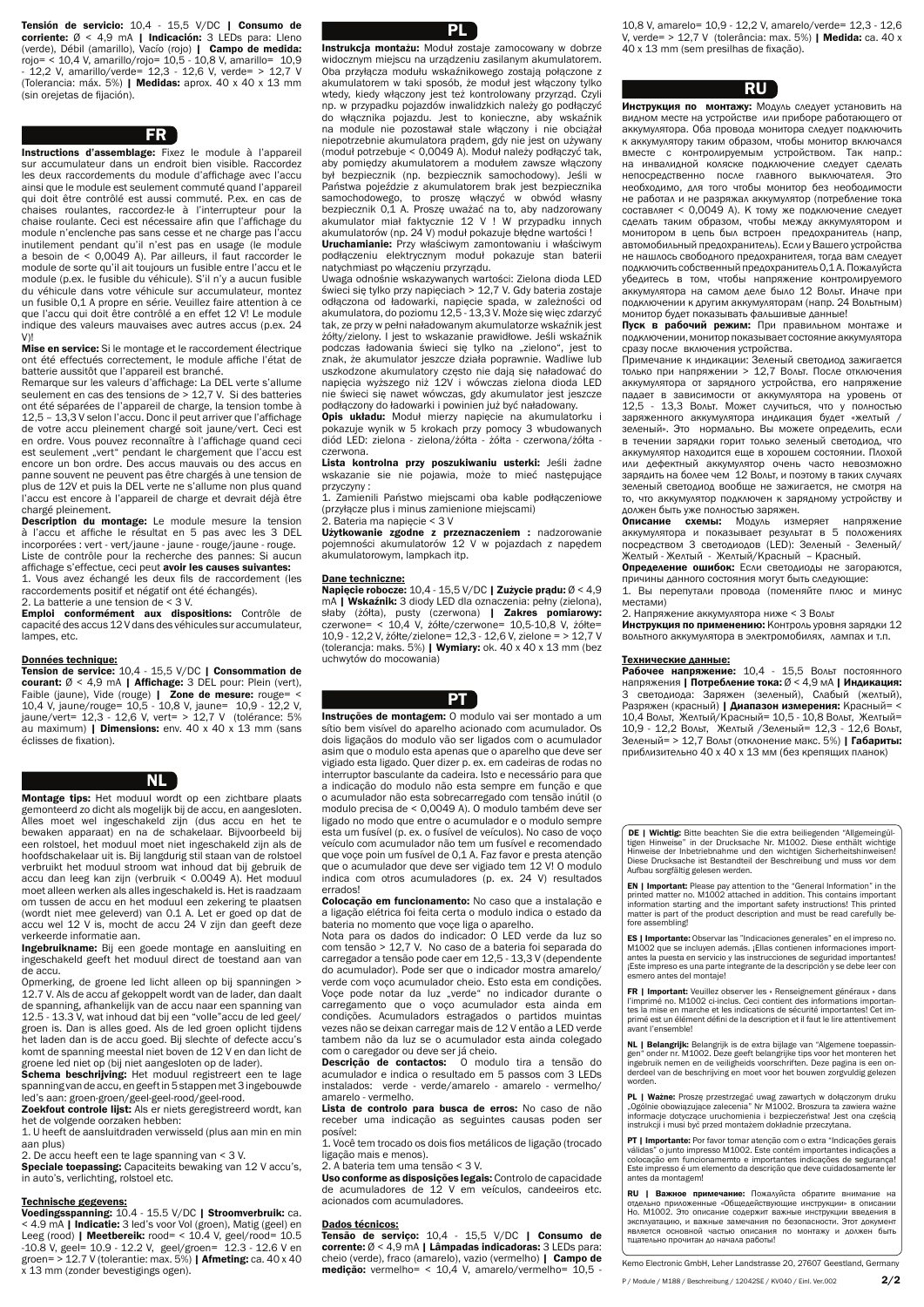**Tensión de servicio:** 10,4 - 15,5 V/DC **| Consumo de corriente:** Ø < 4,9 mA **| Indicación:** 3 LEDs para: Lleno (verde), Débil (amarillo), Vacío (rojo) **| Campo de medida:** rojo= < 10,4 V, amarillo/rojo= 10,5 - 10,8 V, amarillo= 10,9 - 12,2 V, amarillo/verde= 12,3 - 12,6 V, verde= > 12,7 V (Tolerancia: máx. 5%) **| Medidas:** aprox. 40 x 40 x 13 mm (sin orejetas de fijación).

## FR

**Instructions d'assemblage:** Fixez le module à l'appareil sur accumulateur dans un endroit bien visible. Raccordez les deux raccordements du module d'affichage avec l'accu ainsi que le module est seulement commuté quand l'appareil qui doit être contrôlé est aussi commuté. P.ex. en cas de chaises roulantes, raccordez-le à l'interrupteur pour la chaise roulante. Ceci est nécessaire afin que l'affichage du module n'enclenche pas sans cesse et ne charge pas l'accu inutilement pendant qu'il n'est pas en usage (le module a besoin de < 0,0049 A). Par ailleurs, il faut raccorder le module de sorte qu'il ait toujours un fusible entre l'accu et le module (p.ex. le fusible du véhicule). S'il n'y a aucun fusible du véhicule dans votre véhicule sur accumulateur, montez un fusible 0,1 A propre en série. Veuillez faire attention à ce que l'accu qui doit être contrôlé a en effet 12 V! Le module indique des valeurs mauvaises avec autres accus (p.ex. 24 V)!

**Mise en service:** Si le montage et le raccordement électrique ont été effectués correctement, le module affiche l'état de batterie aussitôt que l'appareil est branché.

Remarque sur les valeurs d'affichage: La DEL verte s'allume seulement en cas des tensions de > 12,7 V. Si des batteries ont été séparées de l'appareil de charge, la tension tombe à 12,5 – 13,3 V selon l'accu. Donc il peut arriver que l'affichage de votre accu pleinement chargé soit jaune/vert. Ceci est en ordre. Vous pouvez reconnaître à l'affichage quand ceci est seulement „vert" pendant le chargement que l'accu est encore en bon ordre. Des accus mauvais ou des accus en panne souvent ne peuvent pas être chargés à une tension de plus de 12V et puis la DEL verte ne s'allume non plus quand l'accu est encore à l'appareil de charge et devrait déjà être chargé pleinement.

**Description du montage:** Le module mesure la tension à l'accu et affiche le résultat en 5 pas avec les 3 DEL incorporées : vert - vert/jaune - jaune - rouge/jaune - rouge.

Liste de contrôle pour la recherche des pannes: Si aucun affichage s'effectue, ceci peut **avoir les causes suivantes:**

1. Vous avez échangé les deux fils de raccordement (les raccordements positif et négatif ont été échangés).
2. La batterie a une tension de < 3 V.

**Emploi conformément aux dispositions:** Contrôle de capacité des accus 12 V dans des véhicules sur accumulateur, lampes, etc.

### Données technique:

**Tension de service:** 10,4 - 15,5 V/DC **| Consommation de courant:** Ø < 4,9 mA **| Affichage:** 3 DEL pour: Plein (vert), Faible (jaune), Vide (rouge) **| Zone de mesure:** rouge= < 10,4 V, jaune/rouge= 10,5 - 10,8 V, jaune= 10,9 - 12,2 V, jaune/vert= 12,3 - 12,6 V, vert= > 12,7 V (tolérance: 5% au maximum) **| Dimensions:** env. 40 x 40 x 13 mm (sans éclisses de fixation).

## NL

**Montage tips:** Het moduul wordt op een zichtbare plaats gemonteerd zo dicht als mogelijk bij de accu, en aangesloten. Alles moet wel ingeschakeld zijn (dus accu en het te bewaken apparaat) en na de schakelaar. Bijvoorbeeld bij een rolstoel, het moduul moet niet ingeschakeld zijn als de hoofdschakelaar uit is. Bij langdurig stil staan van de rolstoel verbruikt het moduul stroom wat inhoud dat bij gebruik de accu dan leeg kan zijn (verbruik < 0.0049 A). Het moduul moet alleen werken als alles ingeschakeld is. Het is raadzaam om tussen de accu en het moduul een zekering te plaatsen (wordt niet mee geleverd) van 0.1 A. Let er goed op dat de accu wel 12 V is, mocht de accu 24 V zijn dan geeft deze verkeerde informatie aan.

**Ingebruikname:** Bij een goede montage en aansluiting en ingeschakeld geeft het moduul direct de toestand aan van de accu.

Opmerking, de groene led licht alleen op bij spanningen > 12.7 V. Als de accu af gekoppelt wordt van de lader, dan daalt de spanning, afhankelijk van de accu naar een spanning van 12.5 - 13.3 V, wat inhoud dat bij een "volle"accu de led geel/groen is. Dan is alles goed. Als de led groen oplicht tijdens het laden dan is de accu goed. Bij slechte of defecte accu's komt de spanning meestal niet boven de 12 V en dan licht de groene led niet op (bij niet aangesloten op de lader).

**Schema beschrijving:** Het moduul registreert een te lage spanning van de accu, en geeft in 5 stappen met 3 ingebouwde led's aan: groen-groen/geel-geel-rood/geel-rood.

**Zoekfout controle lijst:** Als er niets geregistreerd wordt, kan het de volgende oorzaken hebben:

1. U heeft de aansluitdraden verwisseld (plus aan min en min aan plus)
2. De accu heeft een te lage spanning van < 3 V.

**Speciale toepassing:** Capaciteits bewaking van 12 V accu's, in auto's, verlichting, rolstoel etc.

### Technische gegevens:

**Voedingsspanning:** 10.4 - 15.5 V/DC **| Stroomverbruik:** ca. < 4.9 mA **| Indicatie:** 3 led's voor Vol (groen), Matig (geel) en Leeg (rood) **| Meetbereik:** rood= < 10.4 V, geel/rood= 10.5 -10.8 V, geel= 10.9 - 12.2 V, geel/groen= 12.3 - 12.6 V en groen= > 12.7 V (tolerantie: max. 5%) **| Afmeting:** ca. 40 x 40 x 13 mm (zonder bevestigings ogen).

## PL

**Instrukcja montażu:** Moduł zostaje zamocowany w dobrze widocznym miejscu na urządzeniu zasilanym akumulatorem. Oba przyłącza modułu wskaźnikowego zostają połączone z akumulatorem w taki sposób, że moduł jest włączony tylko wtedy, kiedy włączony jest też kontrolowany przyrząd. Czyli np. w przypadku pojazdów inwalidzkich należy go podłączyć do włącznika pojazdu. Jest to konieczne, aby wskaźnik na module nie pozostawał stale włączony i nie obciążał niepotrzebnie akumulatora prądem, gdy nie jest on używany (moduł potrzebuje < 0,0049 A). Moduł należy podłączyć tak, aby pomiędzy akumulatorem a modułem zawsze włączony był bezpiecznik (np. bezpiecznik samochodowy). Jeśli w Państwa pojeździe z akumulatorem brak jest bezpiecznika samochodowego, to proszę włączyć w obwód własny bezpiecznik 0,1 A. Proszę uważać na to, aby nadzorowany akumulator miał faktycznie 12 V ! W przypadku innych akumulatorów (np. 24 V) moduł pokazuje błędne wartości !

**Uruchamianie:** Przy właściwym zamontowaniu i właściwym podłączeniu elektrycznym moduł pokazuje stan baterii natychmiast po włączeniu przyrządu.

Uwaga odnośnie wskazywanych wartości: Zielona dioda LED świeci się tylko przy napięciach > 12,7 V. Gdy bateria zostaje odłączona od ładowarki, napięcie spada, w zależności od akumulatora, do poziomu 12,5 - 13,3 V. Może się więc zdarzyć tak, że przy w pełni naładowanym akumulatorze wskaźnik jest żółty/zielony. I jest to wskazanie prawidłowe. Jeśli wskaźnik podczas ładowania świeci się tylko na „zielono", jest to znak, że akumulator jeszcze działa poprawnie. Wadliwe lub uszkodzone akumulatory często nie dają się naładować do napięcia wyższego niż 12V i wówczas zielona dioda LED nie świeci się nawet wówczas, gdy akumulator jest jeszcze podłączony do ładowarki i powinien już być naładowany.

**Opis układu:** Moduł mierzy napięcie na akumulatorku i pokazuje wynik w 5 krokach przy pomocy 3 wbudowanych diód LED: zielona - zielona/żółta - żółta - czerwona/żółta - czerwona.

**Lista kontrolna przy poszukiwaniu usterki:** Jeśli żadne wskazanie sie nie pojawia, może to mieć następujące przyczyny :

1. Zamienili Państwo miejscami oba kable podłączeniowe (przyłącze plus i minus zamienione miejscami)
2. Bateria ma napięcie < 3 V

**Użytkowanie zgodne z przeznaczeniem :** nadzorowanie pojemności akumulatorów 12 V w pojazdach z napędem akumulatorowym, lampkach itp.

### Dane techniczne:

**Napięcie robocze:** 10,4 - 15,5 V/DC **| Zużycie prądu:** Ø < 4,9 mA **| Wskaźnik:** 3 diody LED dla oznaczenia: pełny (zielona), słaby (żółta), pusty (czerwona) **| Zakres pomiarowy:** czerwone= < 10,4 V, żółte/czerwone= 10,5-10,8 V, żółte= 10,9 - 12,2 V, żółte/zielone= 12,3 - 12,6 V, zielone = > 12,7 V (tolerancja: maks. 5%) **| Wymiary:** ok. 40 x 40 x 13 mm (bez uchwytów do mocowania)

## PT

**Instruções de montagem:** O modulo vai ser montado a um sítio bem visível do aparelho acionado com acumulador. Os dois ligações do modulo vão ser ligados com o acumulador asim que o modulo esta apenas que o aparelho que deve ser vigiado esta ligado. Quer dizer p. ex. em cadeiras de rodas no interruptor basculante da cadeira. Isto e necessário para que a indicação do modulo não esta sempre em função e que o acumulador não esta sobrecarregado com tensão inútil (o modulo precisa de < 0,0049 A). O modulo também deve ser ligado no modo que entre o acumulador e o modulo sempre esta um fusível (p. ex. o fusível de veículos). No caso de voço veículo com acumulador não tem um fusível e recomendado que voçe poin um fusível de 0,1 A. Faz favor e presta atenção que o acumulador que deve ser vigiado tem 12 V! O modulo indica com otros acumuladores (p. ex. 24 V) resultados errados!

**Colocação em funcionamento:** No caso que a instalação e a ligação elétrica foi feita certa o modulo indica o estado da bateria no momento que voçe liga o aparelho.

Nota para os dados do indicador: O LED verde da luz so com tensão > 12,7 V. No caso de a bateria foi separada do carregador a tensão pode caer em 12,5 - 13,3 V (dependente do acumulador). Pode ser que o indicador mostra amarelo/verde com voço acumulador cheio. Esto esta em condições. Voçe pode notar da luz „verde" no indicador durante o carregamento que o voço acumulador esta ainda em condições. Acumuladores estragados o partidos muintas vezes não se deixan carregar mais de 12 V então a LED verde tambem não da luz se o acumulador esta ainda colegado com o caregador ou deve ser já cheio.

**Descrição de contactos:** O modulo tira a tensão do acumulador e indica o resultado em 5 passos com 3 LEDs instalados: verde - verde/amarelo - amarelo - vermelho/amarelo - vermelho.

**Lista de controlo para busca de erros:** No caso de não receber uma indicação as seguintes causas poden ser posível:

1. Você tem trocado os dois fios metálicos de ligação (trocado ligação mais e menos).
2. A bateria tem uma tensão < 3 V.

**Uso conforme as disposições legais:** Controlo de capacidade de acumuladores de 12 V em veículos, candeeiros etc. acionados com acumuladores.

### Dados técnicos:

**Tensão de serviço:** 10,4 - 15,5 V/DC **| Consumo de corrente:** Ø < 4,9 mA **| Lâmpadas indicadoras:** 3 LEDs para: cheio (verde), fraco (amarelo), vazio (vermelho) **| Campo de medição:** vermelho= < 10,4 V, amarelo/vermelho= 10,5 - 10,8 V, amarelo= 10,9 - 12,2 V, amarelo/verde= 12,3 - 12,6 V, verde= > 12,7 V (tolerância: max. 5%) **| Medida:** ca. 40 x 40 x 13 mm (sem presilhas de fixação).

## RU

**Инструкция по монтажу:** Модуль следует установить на видном месте на устройстве или приборе работающего от аккумулятора. Оба провода монитора следует подключить к аккумулятору таким образом, чтобы монитор включался вместе с контролируемым устройством. Так напр.: на инвалидной коляске подключение следует сделать непосредственно после главного выключателя. Это необходимо, для того чтобы монитор без необходимости не работал и не разряжал аккумулятор (потребление тока составляет < 0,0049 А). К тому же подключение следует сделать таким образом, чтобы между аккумулятором и монитором в цепь был встроен предохранитель (напр, автомобильный предохранитель). Если у Вашего устройства не нашлось свободного предохранителя, тогда вам следует подключить собственный предохранитель 0,1 А. Пожалуйста убедитесь в том, чтобы напряжение контролируемого аккумулятора на самом деле было 12 Вольт. Иначе при подключении к другим аккумуляторам (напр. 24 Вольтным) монитор будет показывать фальшивые данные!

**Пуск в рабочий режим:** При правильном монтаже и подключении, монитор показывает состояние аккумулятора сразу после включения устройства.

Примечание к индикации: Зеленый светодиод зажигается только при напряжении > 12,7 Вольт. После отключения аккумулятора от зарядного устройства, его напряжение падает в зависимости от аккумулятора на уровень от 12,5 - 13,3 Вольт. Может случиться, что у полностью заряженного аккумулятора индикация будет «желтый / зеленый». Это нормально. Вы можете определить, если в течении зарядки горит только зеленый светодиод, что аккумулятор находится еще в хорошем состоянии. Плохой или дефектный аккумулятор очень часто невозможно зарядить на более чем 12 Вольт, и поэтому в таких случаях зеленый светодиод вообще не зажигается, не смотря на то, что аккумулятор подключен к зарядному устройству и должен быть уже полностью заряжен.

**Описание схемы:** Модуль измеряет напряжение аккумулятора и показывает результат в 5 положениях посредством 3 светодиодов (LED): Зеленый - Зеленый/Желтый - Желтый - Желтый/Красный – Красный.

**Определение ошибок:** Если светодиоды не загораются, причины данного состояния могут быть следующие:

1. Вы перепутали провода (поменяйте плюс и минус местами)
2. Напряжение аккумулятора ниже < 3 Вольт

**Инструкция по применению:** Контроль уровня зарядки 12 вольтного аккумулятора в электромобилях, лампах и т.п.

### Технические данные:

**Рабочее напряжение:** 10,4 - 15,5 Вольт постоянного напряжения **| Потребление тока:** Ø < 4,9 мА **| Индикация:** 3 светодиода: Заряжен (зеленый), Слабый (желтый), Разряжен (красный) **| Диапазон измерения:** Красный= < 10,4 Вольт, Желтый/Красный= 10,5 - 10,8 Вольт, Желтый= 10,9 - 12,2 Вольт, Желтый /Зеленый= 12,3 - 12,6 Вольт, Зеленый= > 12,7 Вольт (отклонение макс. 5%) **| Габариты:** приблизительно 40 x 40 x 13 мм (без крепящих планок)

---

**DE | Wichtig:** Bitte beachten Sie die extra beiliegenden "Allgemeingültigen Hinweise" in der Drucksache Nr. M1002. Diese enthält wichtige Hinweise der Inbetriebnahme und den wichtigen Sicherheitshinweisen! Diese Drucksache ist Bestandteil der Beschreibung und muss vor dem Aufbau sorgfältig gelesen werden.

**EN | Important:** Please pay attention to the "General Information" in the printed matter no. M1002 attached in addition. This contains important information starting and the important safety instructions! This printed matter is part of the product description and must be read carefully before assembling!

**ES | Importante:** Observar las "Indicaciones generales" en el impreso no. M1002 que se incluyen además. ¡Ellas contienen informaciones importantes antes la puesta en servicio y las instrucciones de seguridad importantes! ¡Este impreso es una parte integrante de la descripción y se debe leer con esmero antes del montaje!

**FR | Important:** Veuillez observer les « Renseignement généraux » dans l'imprimé no. M1002 ci-inclus. Ceci contient des informations importantes la mise en marche et les indications de sécurité importantes! Cet imprimé est un élément défini de la description et il faut le lire attentivement avant l'ensemble!

**NL | Belangrijk:** Belangrijk is de extra bijlage van "Algemene toepassingen" onder nr. M1002. Deze geeft belangrijke tips voor het monteren het ingebruik nemen en de veiligheids voorschriften. Deze pagina is een onderdeel van de beschrijving en moet voor het bouwen zorgvuldig gelezen worden.

**PL | Ważne:** Proszę przestrzegać uwag zawartych w dołączonym druku „Ogólnie obowiązujące zalecenia" Nr M1002. Broszura ta zawiera ważne informacje dotyczące uruchomienia i bezpieczeństwa! Jest ona częścią instrukcji i musi być przed montażem dokładnie przeczytana.

**PT | Importante:** Por favor tomar atenção com o extra "Indicações gerais válidas" o junto impresso M1002. Este contém importantes indicações a colocação em funcionamento e importantes indicações de segurança! Este impresso é um elemento da descrição que deve cuidadosamente ler antes da montagem!

**RU | Важное примечание:** Пожалуйста обратите внимание на отдельно приложенные «Общедействующие инструкции» в описании Но. M1002. Это описание содержит важные инструкции введения в эксплуатацию, и важные замечания по безопасности. Этот документ является основной частью описания по монтажу и должен быть тщательно прочитан до начала работы!

Kemo Electronic GmbH, Leher Landstrasse 20, 27607 Geestland, Germany

P / Module / M188 / Beschreibung / 12042SE / KV040 / Einl. Ver.002